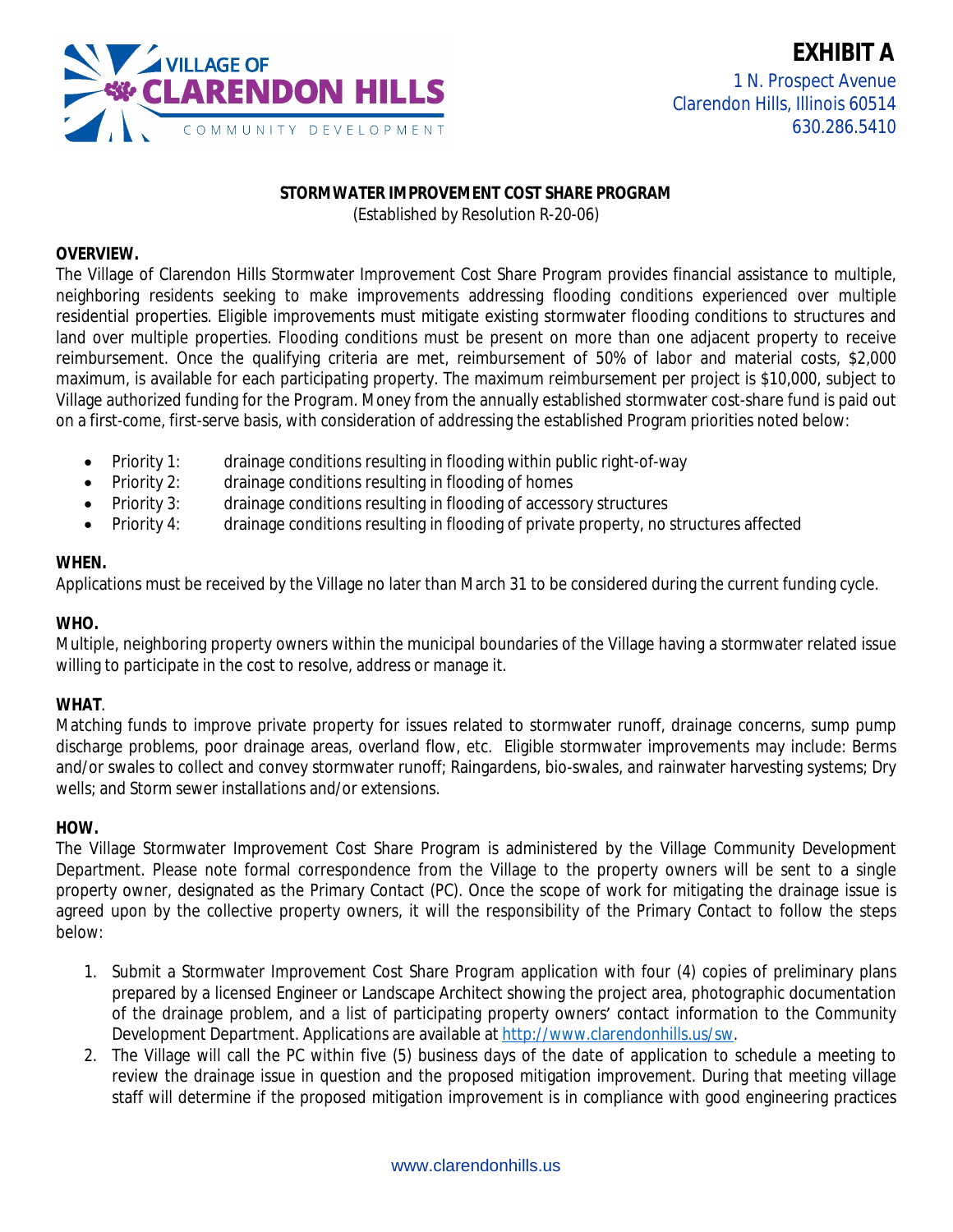VILLAGE OF CLARENDON HILLS
COMMUNITY DEVELOPMENT

**EXHIBIT A**

1 N. Prospect Avenue
Clarendon Hills, Illinois 60514
630.286.5410

**STORMWATER IMPROVEMENT COST SHARE PROGRAM**
(Established by Resolution R-20-06)

**OVERVIEW.**
The Village of Clarendon Hills Stormwater Improvement Cost Share Program provides financial assistance to multiple, neighboring residents seeking to make improvements addressing flooding conditions experienced over multiple residential properties. Eligible improvements must mitigate existing stormwater flooding conditions to structures and land over multiple properties. Flooding conditions must be present on more than one adjacent property to receive reimbursement. Once the qualifying criteria are met, reimbursement of 50% of labor and material costs, $2,000 maximum, is available for each participating property. The maximum reimbursement per project is $10,000, subject to Village authorized funding for the Program. Money from the annually established stormwater cost-share fund is paid out on a first-come, first-serve basis, with consideration of addressing the established Program priorities noted below:

- Priority 1: drainage conditions resulting in flooding within public right-of-way
- Priority 2: drainage conditions resulting in flooding of homes
- Priority 3: drainage conditions resulting in flooding of accessory structures
- Priority 4: drainage conditions resulting in flooding of private property, no structures affected

**WHEN.**
Applications must be received by the Village no later than March 31 to be considered during the current funding cycle.

**WHO.**
Multiple, neighboring property owners within the municipal boundaries of the Village having a stormwater related issue willing to participate in the cost to resolve, address or manage it.

**WHAT**.
Matching funds to improve private property for issues related to stormwater runoff, drainage concerns, sump pump discharge problems, poor drainage areas, overland flow, etc. Eligible stormwater improvements may include: Berms and/or swales to collect and convey stormwater runoff; Raingardens, bio-swales, and rainwater harvesting systems; Dry wells; and Storm sewer installations and/or extensions.

**HOW.**
The Village Stormwater Improvement Cost Share Program is administered by the Village Community Development Department. Please note formal correspondence from the Village to the property owners will be sent to a single property owner, designated as the Primary Contact (PC). Once the scope of work for mitigating the drainage issue is agreed upon by the collective property owners, it will the responsibility of the Primary Contact to follow the steps below:

1. Submit a Stormwater Improvement Cost Share Program application with four (4) copies of preliminary plans prepared by a licensed Engineer or Landscape Architect showing the project area, photographic documentation of the drainage problem, and a list of participating property owners' contact information to the Community Development Department. Applications are available at http://www.clarendonhills.us/sw.
2. The Village will call the PC within five (5) business days of the date of application to schedule a meeting to review the drainage issue in question and the proposed mitigation improvement. During that meeting village staff will determine if the proposed mitigation improvement is in compliance with good engineering practices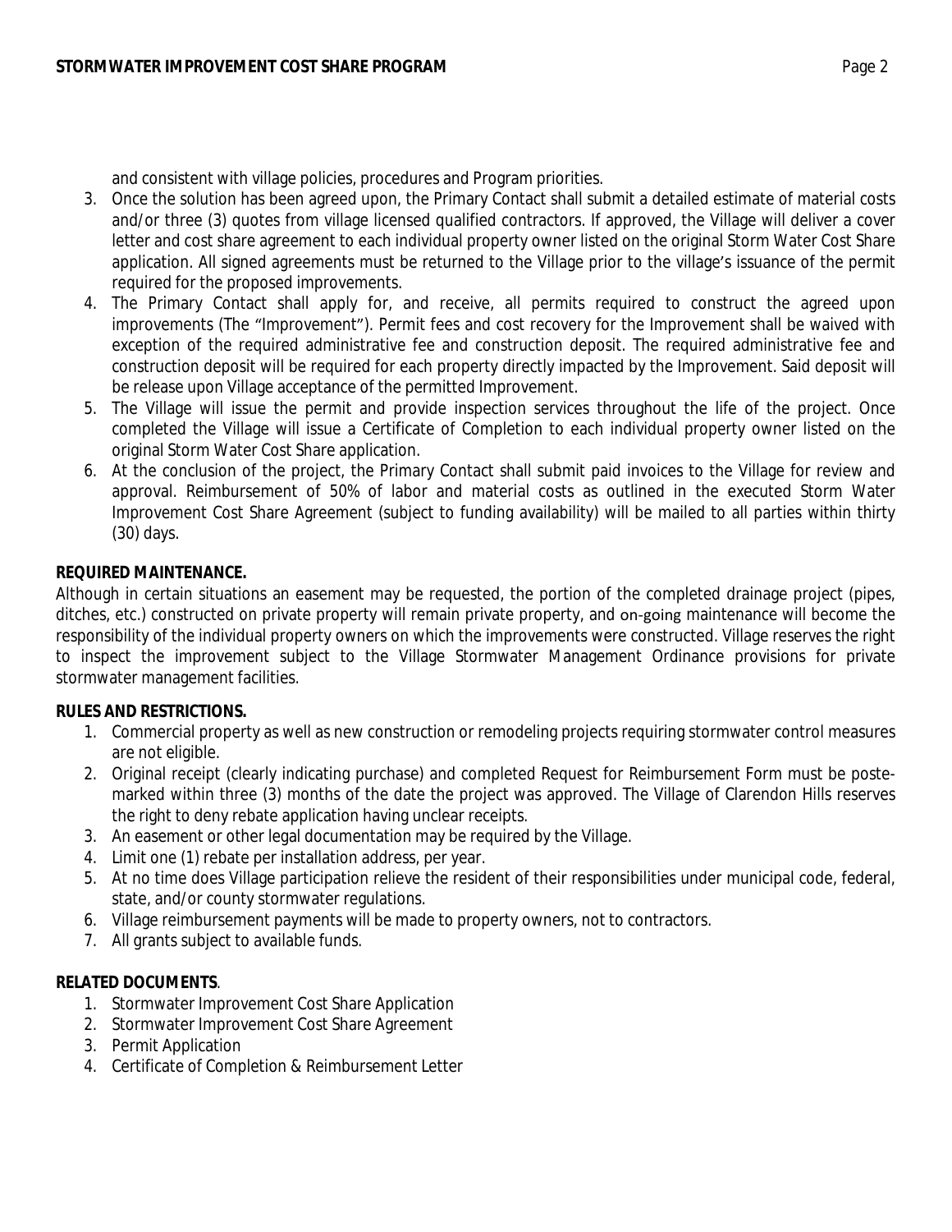and consistent with village policies, procedures and Program priorities.

3. Once the solution has been agreed upon, the Primary Contact shall submit a detailed estimate of material costs and/or three (3) quotes from village licensed qualified contractors. If approved, the Village will deliver a cover letter and cost share agreement to each individual property owner listed on the original Storm Water Cost Share application. All signed agreements must be returned to the Village prior to the village's issuance of the permit required for the proposed improvements.
4. The Primary Contact shall apply for, and receive, all permits required to construct the agreed upon improvements (The "Improvement"). Permit fees and cost recovery for the Improvement shall be waived with exception of the required administrative fee and construction deposit. The required administrative fee and construction deposit will be required for each property directly impacted by the Improvement. Said deposit will be release upon Village acceptance of the permitted Improvement.
5. The Village will issue the permit and provide inspection services throughout the life of the project. Once completed the Village will issue a Certificate of Completion to each individual property owner listed on the original Storm Water Cost Share application.
6. At the conclusion of the project, the Primary Contact shall submit paid invoices to the Village for review and approval. Reimbursement of 50% of labor and material costs as outlined in the executed Storm Water Improvement Cost Share Agreement (subject to funding availability) will be mailed to all parties within thirty (30) days.

**REQUIRED MAINTENANCE.**

Although in certain situations an easement may be requested, the portion of the completed drainage project (pipes, ditches, etc.) constructed on private property will remain private property, and on-going maintenance will become the responsibility of the individual property owners on which the improvements were constructed. Village reserves the right to inspect the improvement subject to the Village Stormwater Management Ordinance provisions for private stormwater management facilities.

**RULES AND RESTRICTIONS.**

1. Commercial property as well as new construction or remodeling projects requiring stormwater control measures are not eligible.
2. Original receipt (clearly indicating purchase) and completed Request for Reimbursement Form must be poste-marked within three (3) months of the date the project was approved. The Village of Clarendon Hills reserves the right to deny rebate application having unclear receipts.
3. An easement or other legal documentation may be required by the Village.
4. Limit one (1) rebate per installation address, per year.
5. At no time does Village participation relieve the resident of their responsibilities under municipal code, federal, state, and/or county stormwater regulations.
6. Village reimbursement payments will be made to property owners, not to contractors.
7. All grants subject to available funds.

**RELATED DOCUMENTS**.

1. Stormwater Improvement Cost Share Application
2. Stormwater Improvement Cost Share Agreement
3. Permit Application
4. Certificate of Completion & Reimbursement Letter